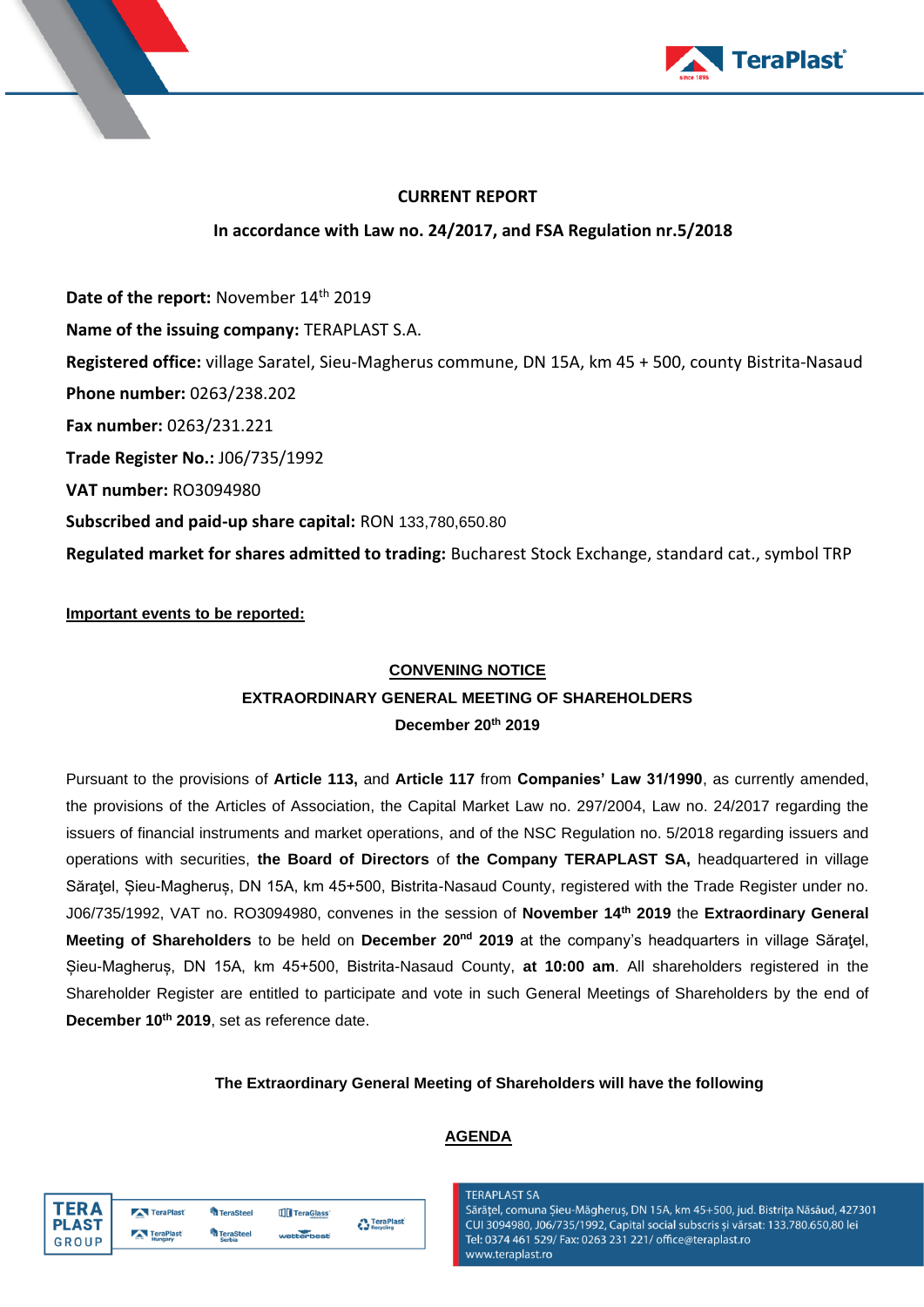**CURRENT REPORT**

**In accordance with Law no. 24/2017, and FSA Regulation nr.5/2018**

**Date of the report:** November 14th 2019

**Name of the issuing company:** TERAPLAST S.A.

**Registered office:** village Saratel, Sieu-Magherus commune, DN 15A, km 45 + 500, county Bistrita-Nasaud

**Phone number:** 0263/238.202

**Fax number:** 0263/231.221

**Trade Register No.:** J06/735/1992

**VAT number:** RO3094980

**Subscribed and paid-up share capital:** RON 133,780,650.80

**Regulated market for shares admitted to trading:** Bucharest Stock Exchange, standard cat., symbol TRP

**Important events to be reported:**

**CONVENING NOTICE**

**EXTRAORDINARY GENERAL MEETING OF SHAREHOLDERS**

**December 20th 2019**

Pursuant to the provisions of **Article 113,** and **Article 117** from **Companies' Law 31/1990**, as currently amended, the provisions of the Articles of Association, the Capital Market Law no. 297/2004, Law no. 24/2017 regarding the issuers of financial instruments and market operations, and of the NSC Regulation no. 5/2018 regarding issuers and operations with securities, **the Board of Directors** of **the Company TERAPLAST SA,** headquartered in village Sărăţel, Șieu-Magheruș, DN 15A, km 45+500, Bistrita-Nasaud County, registered with the Trade Register under no. J06/735/1992, VAT no. RO3094980, convenes in the session of **November 14th 2019** the **Extraordinary General Meeting of Shareholders** to be held on **December 20nd 2019** at the company's headquarters in village Sărăţel, Șieu-Magheruș, DN 15A, km 45+500, Bistrita-Nasaud County, **at 10:00 am**. All shareholders registered in the Shareholder Register are entitled to participate and vote in such General Meetings of Shareholders by the end of **December 10th 2019**, set as reference date.

**The Extraordinary General Meeting of Shareholders will have the following**

**AGENDA**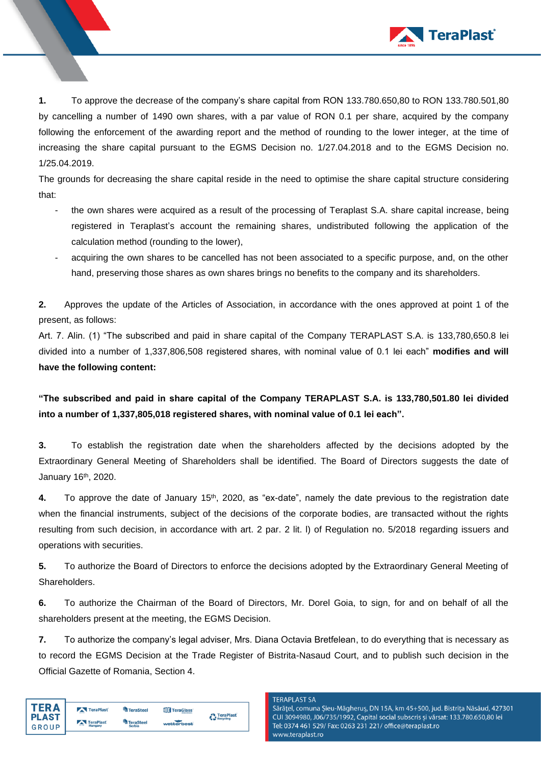**1.** To approve the decrease of the company's share capital from RON 133.780.650,80 to RON 133.780.501,80 by cancelling a number of 1490 own shares, with a par value of RON 0.1 per share, acquired by the company following the enforcement of the awarding report and the method of rounding to the lower integer, at the time of increasing the share capital pursuant to the EGMS Decision no. 1/27.04.2018 and to the EGMS Decision no. 1/25.04.2019.

The grounds for decreasing the share capital reside in the need to optimise the share capital structure considering that:

- the own shares were acquired as a result of the processing of Teraplast S.A. share capital increase, being registered in Teraplast's account the remaining shares, undistributed following the application of the calculation method (rounding to the lower),
- acquiring the own shares to be cancelled has not been associated to a specific purpose, and, on the other hand, preserving those shares as own shares brings no benefits to the company and its shareholders.

**2.** Approves the update of the Articles of Association, in accordance with the ones approved at point 1 of the present, as follows:

Art. 7. Alin. (1) "The subscribed and paid in share capital of the Company TERAPLAST S.A. is 133,780,650.8 lei divided into a number of 1,337,806,508 registered shares, with nominal value of 0.1 lei each" **modifies and will have the following content:**

**"The subscribed and paid in share capital of the Company TERAPLAST S.A. is 133,780,501.80 lei divided into a number of 1,337,805,018 registered shares, with nominal value of 0.1 lei each".**

**3.** To establish the registration date when the shareholders affected by the decisions adopted by the Extraordinary General Meeting of Shareholders shall be identified. The Board of Directors suggests the date of January 16th, 2020.

**4.** To approve the date of January 15th, 2020, as "ex-date", namely the date previous to the registration date when the financial instruments, subject of the decisions of the corporate bodies, are transacted without the rights resulting from such decision, in accordance with art. 2 par. 2 lit. l) of Regulation no. 5/2018 regarding issuers and operations with securities.

**5.** To authorize the Board of Directors to enforce the decisions adopted by the Extraordinary General Meeting of Shareholders.

**6.** To authorize the Chairman of the Board of Directors, Mr. Dorel Goia, to sign, for and on behalf of all the shareholders present at the meeting, the EGMS Decision.

**7.** To authorize the company's legal adviser, Mrs. Diana Octavia Bretfelean, to do everything that is necessary as to record the EGMS Decision at the Trade Register of Bistrita-Nasaud Court, and to publish such decision in the Official Gazette of Romania, Section 4.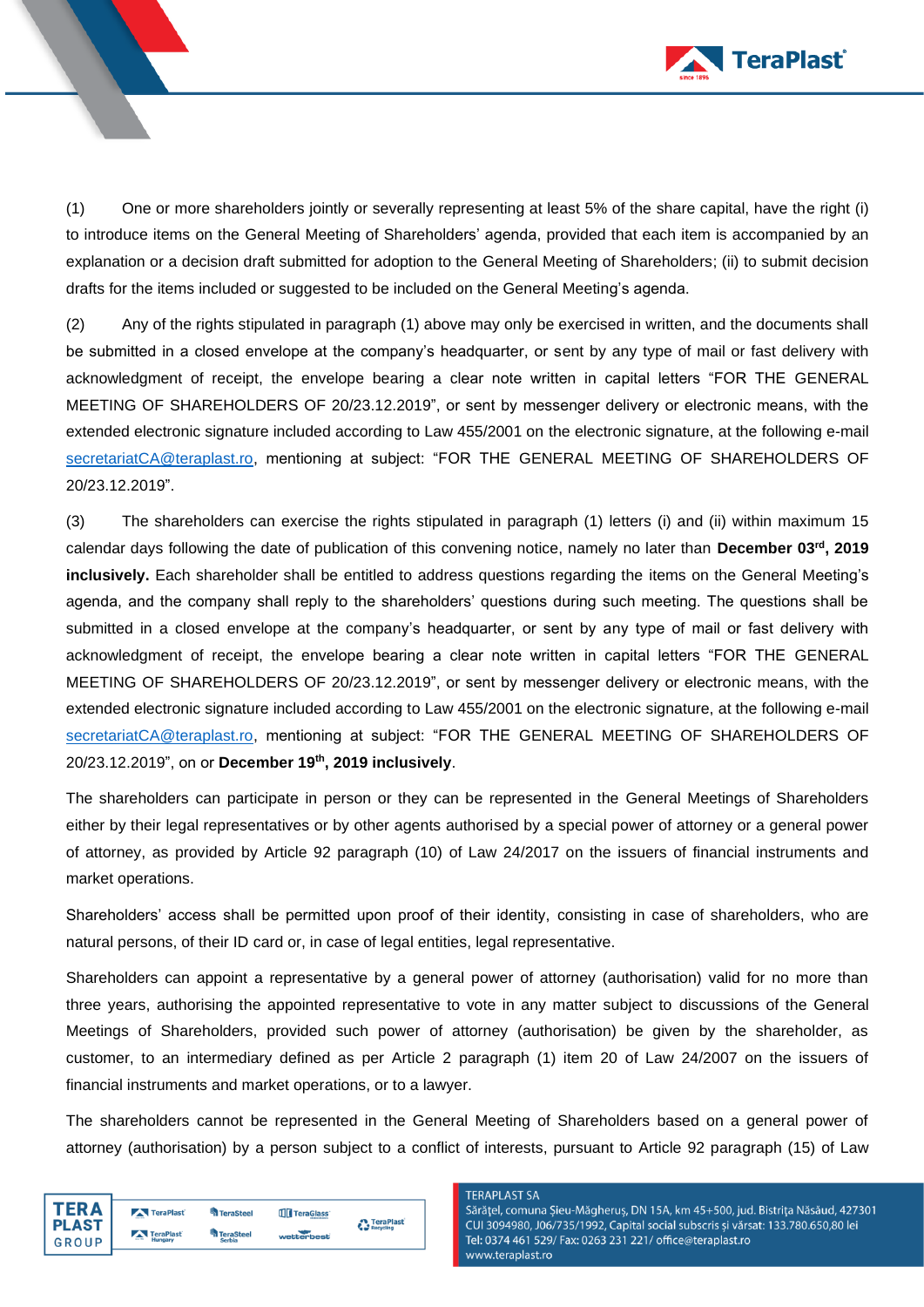(1) One or more shareholders jointly or severally representing at least 5% of the share capital, have the right (i) to introduce items on the General Meeting of Shareholders' agenda, provided that each item is accompanied by an explanation or a decision draft submitted for adoption to the General Meeting of Shareholders; (ii) to submit decision drafts for the items included or suggested to be included on the General Meeting's agenda.

(2) Any of the rights stipulated in paragraph (1) above may only be exercised in written, and the documents shall be submitted in a closed envelope at the company's headquarter, or sent by any type of mail or fast delivery with acknowledgment of receipt, the envelope bearing a clear note written in capital letters "FOR THE GENERAL MEETING OF SHAREHOLDERS OF 20/23.12.2019", or sent by messenger delivery or electronic means, with the extended electronic signature included according to Law 455/2001 on the electronic signature, at the following e-mail secretariatCA@teraplast.ro, mentioning at subject: "FOR THE GENERAL MEETING OF SHAREHOLDERS OF 20/23.12.2019".

(3) The shareholders can exercise the rights stipulated in paragraph (1) letters (i) and (ii) within maximum 15 calendar days following the date of publication of this convening notice, namely no later than **December 03rd, 2019 inclusively.** Each shareholder shall be entitled to address questions regarding the items on the General Meeting's agenda, and the company shall reply to the shareholders' questions during such meeting. The questions shall be submitted in a closed envelope at the company's headquarter, or sent by any type of mail or fast delivery with acknowledgment of receipt, the envelope bearing a clear note written in capital letters "FOR THE GENERAL MEETING OF SHAREHOLDERS OF 20/23.12.2019", or sent by messenger delivery or electronic means, with the extended electronic signature included according to Law 455/2001 on the electronic signature, at the following e-mail secretariatCA@teraplast.ro, mentioning at subject: "FOR THE GENERAL MEETING OF SHAREHOLDERS OF 20/23.12.2019", on or **December 19th, 2019 inclusively**.

The shareholders can participate in person or they can be represented in the General Meetings of Shareholders either by their legal representatives or by other agents authorised by a special power of attorney or a general power of attorney, as provided by Article 92 paragraph (10) of Law 24/2017 on the issuers of financial instruments and market operations.

Shareholders' access shall be permitted upon proof of their identity, consisting in case of shareholders, who are natural persons, of their ID card or, in case of legal entities, legal representative.

Shareholders can appoint a representative by a general power of attorney (authorisation) valid for no more than three years, authorising the appointed representative to vote in any matter subject to discussions of the General Meetings of Shareholders, provided such power of attorney (authorisation) be given by the shareholder, as customer, to an intermediary defined as per Article 2 paragraph (1) item 20 of Law 24/2007 on the issuers of financial instruments and market operations, or to a lawyer.

The shareholders cannot be represented in the General Meeting of Shareholders based on a general power of attorney (authorisation) by a person subject to a conflict of interests, pursuant to Article 92 paragraph (15) of Law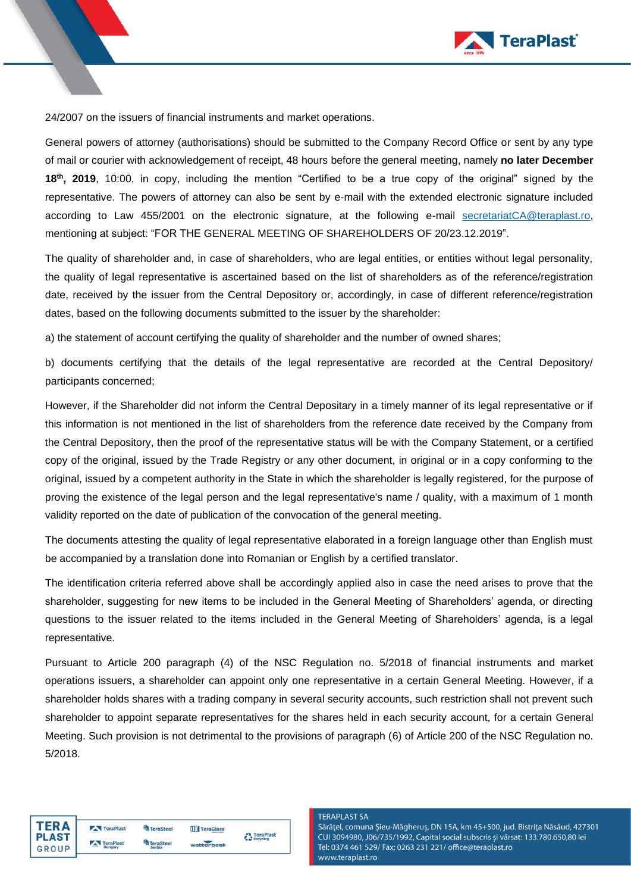24/2007 on the issuers of financial instruments and market operations.

General powers of attorney (authorisations) should be submitted to the Company Record Office or sent by any type of mail or courier with acknowledgement of receipt, 48 hours before the general meeting, namely **no later December 18th, 2019**, 10:00, in copy, including the mention "Certified to be a true copy of the original" signed by the representative. The powers of attorney can also be sent by e-mail with the extended electronic signature included according to Law 455/2001 on the electronic signature, at the following e-mail secretariatCA@teraplast.ro, mentioning at subject: "FOR THE GENERAL MEETING OF SHAREHOLDERS OF 20/23.12.2019".

The quality of shareholder and, in case of shareholders, who are legal entities, or entities without legal personality, the quality of legal representative is ascertained based on the list of shareholders as of the reference/registration date, received by the issuer from the Central Depository or, accordingly, in case of different reference/registration dates, based on the following documents submitted to the issuer by the shareholder:

a) the statement of account certifying the quality of shareholder and the number of owned shares;

b) documents certifying that the details of the legal representative are recorded at the Central Depository/ participants concerned;

However, if the Shareholder did not inform the Central Depositary in a timely manner of its legal representative or if this information is not mentioned in the list of shareholders from the reference date received by the Company from the Central Depository, then the proof of the representative status will be with the Company Statement, or a certified copy of the original, issued by the Trade Registry or any other document, in original or in a copy conforming to the original, issued by a competent authority in the State in which the shareholder is legally registered, for the purpose of proving the existence of the legal person and the legal representative's name / quality, with a maximum of 1 month validity reported on the date of publication of the convocation of the general meeting.

The documents attesting the quality of legal representative elaborated in a foreign language other than English must be accompanied by a translation done into Romanian or English by a certified translator.

The identification criteria referred above shall be accordingly applied also in case the need arises to prove that the shareholder, suggesting for new items to be included in the General Meeting of Shareholders' agenda, or directing questions to the issuer related to the items included in the General Meeting of Shareholders' agenda, is a legal representative.

Pursuant to Article 200 paragraph (4) of the NSC Regulation no. 5/2018 of financial instruments and market operations issuers, a shareholder can appoint only one representative in a certain General Meeting. However, if a shareholder holds shares with a trading company in several security accounts, such restriction shall not prevent such shareholder to appoint separate representatives for the shares held in each security account, for a certain General Meeting. Such provision is not detrimental to the provisions of paragraph (6) of Article 200 of the NSC Regulation no. 5/2018.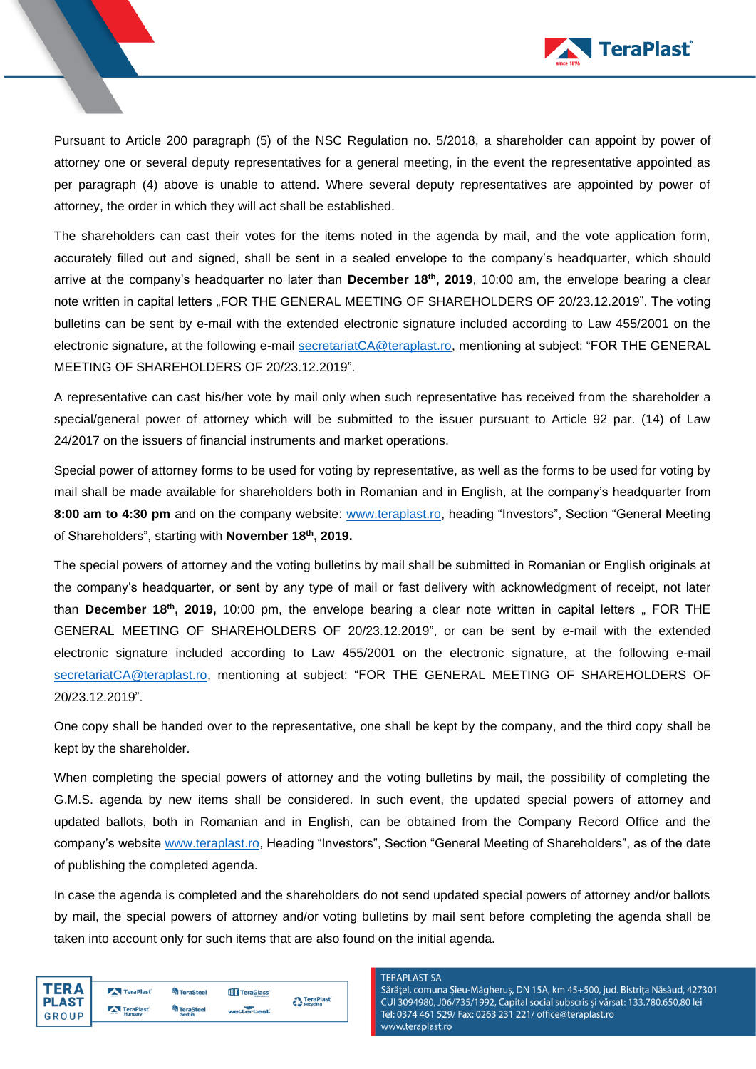Pursuant to Article 200 paragraph (5) of the NSC Regulation no. 5/2018, a shareholder can appoint by power of attorney one or several deputy representatives for a general meeting, in the event the representative appointed as per paragraph (4) above is unable to attend. Where several deputy representatives are appointed by power of attorney, the order in which they will act shall be established.

The shareholders can cast their votes for the items noted in the agenda by mail, and the vote application form, accurately filled out and signed, shall be sent in a sealed envelope to the company's headquarter, which should arrive at the company's headquarter no later than **December 18th, 2019**, 10:00 am, the envelope bearing a clear note written in capital letters „FOR THE GENERAL MEETING OF SHAREHOLDERS OF 20/23.12.2019". The voting bulletins can be sent by e-mail with the extended electronic signature included according to Law 455/2001 on the electronic signature, at the following e-mail secretariatCA@teraplast.ro, mentioning at subject: "FOR THE GENERAL MEETING OF SHAREHOLDERS OF 20/23.12.2019".

A representative can cast his/her vote by mail only when such representative has received from the shareholder a special/general power of attorney which will be submitted to the issuer pursuant to Article 92 par. (14) of Law 24/2017 on the issuers of financial instruments and market operations.

Special power of attorney forms to be used for voting by representative, as well as the forms to be used for voting by mail shall be made available for shareholders both in Romanian and in English, at the company's headquarter from **8:00 am to 4:30 pm** and on the company website: www.teraplast.ro, heading "Investors", Section "General Meeting of Shareholders", starting with **November 18th, 2019.**

The special powers of attorney and the voting bulletins by mail shall be submitted in Romanian or English originals at the company's headquarter, or sent by any type of mail or fast delivery with acknowledgment of receipt, not later than **December 18th, 2019,** 10:00 pm, the envelope bearing a clear note written in capital letters „ FOR THE GENERAL MEETING OF SHAREHOLDERS OF 20/23.12.2019", or can be sent by e-mail with the extended electronic signature included according to Law 455/2001 on the electronic signature, at the following e-mail secretariatCA@teraplast.ro, mentioning at subject: "FOR THE GENERAL MEETING OF SHAREHOLDERS OF 20/23.12.2019".

One copy shall be handed over to the representative, one shall be kept by the company, and the third copy shall be kept by the shareholder.

When completing the special powers of attorney and the voting bulletins by mail, the possibility of completing the G.M.S. agenda by new items shall be considered. In such event, the updated special powers of attorney and updated ballots, both in Romanian and in English, can be obtained from the Company Record Office and the company's website www.teraplast.ro, Heading "Investors", Section "General Meeting of Shareholders", as of the date of publishing the completed agenda.

In case the agenda is completed and the shareholders do not send updated special powers of attorney and/or ballots by mail, the special powers of attorney and/or voting bulletins by mail sent before completing the agenda shall be taken into account only for such items that are also found on the initial agenda.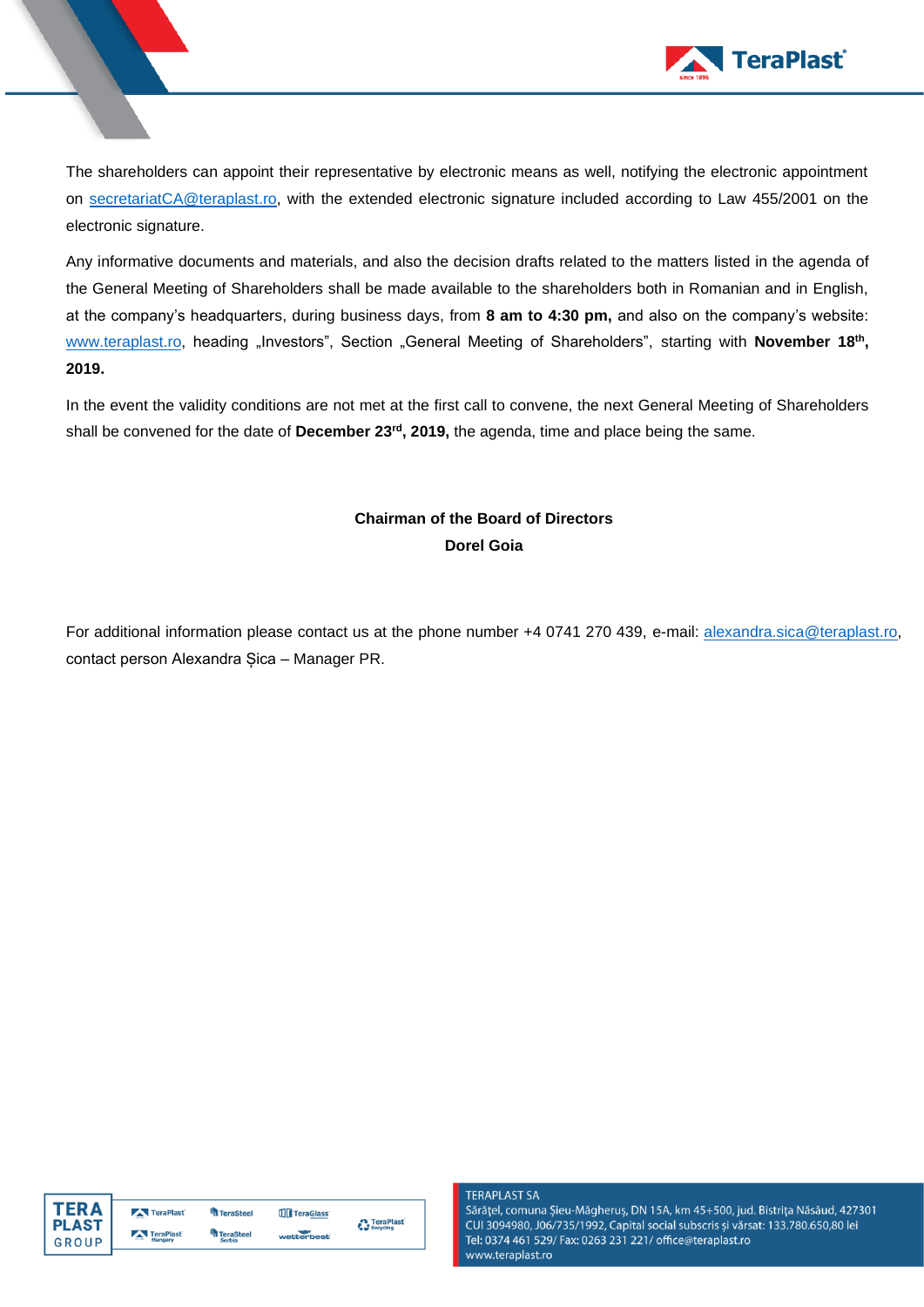The shareholders can appoint their representative by electronic means as well, notifying the electronic appointment on secretariatCA@teraplast.ro, with the extended electronic signature included according to Law 455/2001 on the electronic signature.

Any informative documents and materials, and also the decision drafts related to the matters listed in the agenda of the General Meeting of Shareholders shall be made available to the shareholders both in Romanian and in English, at the company's headquarters, during business days, from **8 am to 4:30 pm,** and also on the company's website: www.teraplast.ro, heading „Investors", Section „General Meeting of Shareholders", starting with **November 18th, 2019.**

In the event the validity conditions are not met at the first call to convene, the next General Meeting of Shareholders shall be convened for the date of **December 23rd, 2019,** the agenda, time and place being the same.

**Chairman of the Board of Directors**
**Dorel Goia**

For additional information please contact us at the phone number +4 0741 270 439, e-mail: alexandra.sica@teraplast.ro, contact person Alexandra Șica – Manager PR.